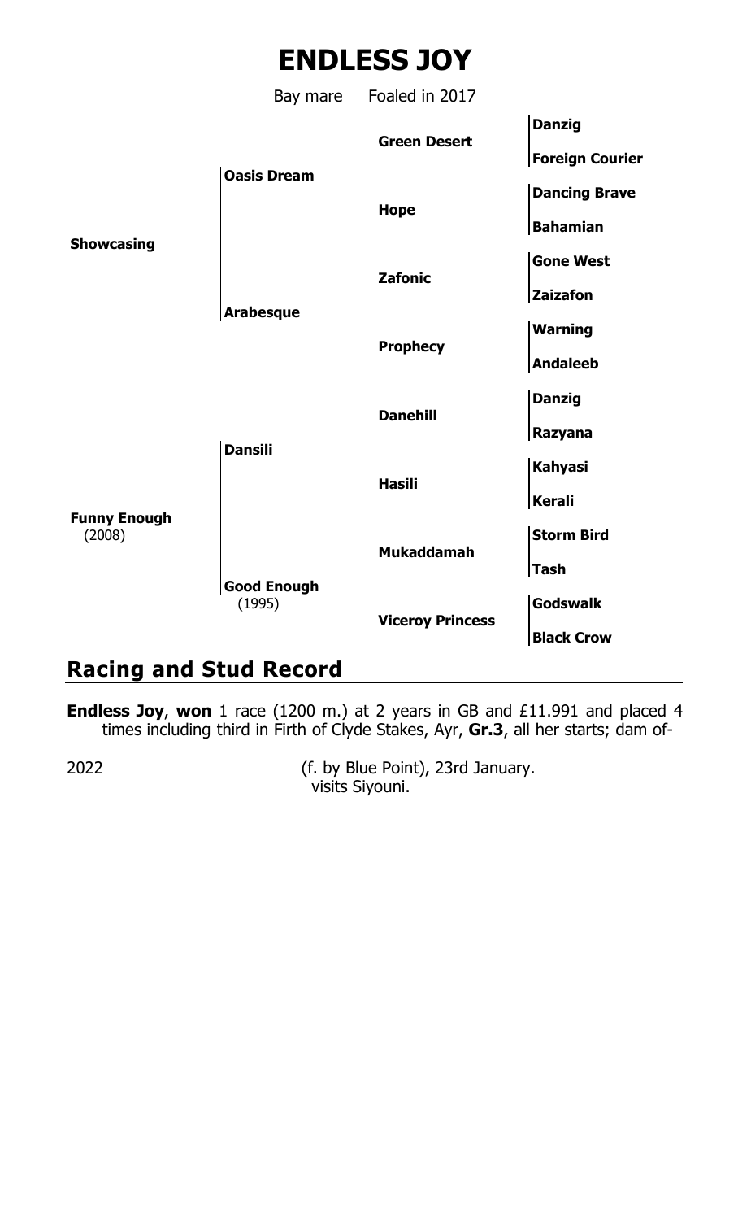# ENDLESS JOY

Bay mare Foaled in 2017

| | | | |
|---|---|---|---|
| **Showcasing** | **Oasis Dream** | **Green Desert** | **Danzig** |
| | | | **Foreign Courier** |
| | | **Hope** | **Dancing Brave** |
| | | | **Bahamian** |
| | **Arabesque** | **Zafonic** | **Gone West** |
| | | | **Zaizafon** |
| | | **Prophecy** | **Warning** |
| | | | **Andaleeb** |
| **Funny Enough** (2008) | **Dansili** | **Danehill** | **Danzig** |
| | | | **Razyana** |
| | | **Hasili** | **Kahyasi** |
| | | | **Kerali** |
| | **Good Enough** (1995) | **Mukaddamah** | **Storm Bird** |
| | | | **Tash** |
| | | **Viceroy Princess** | **Godswalk** |
| | | | **Black Crow** |

## Racing and Stud Record

**Endless Joy**, **won** 1 race (1200 m.) at 2 years in GB and £11.991 and placed 4 times including third in Firth of Clyde Stakes, Ayr, **Gr.3**, all her starts; dam of-

2022 (f. by Blue Point), 23rd January.
visits Siyouni.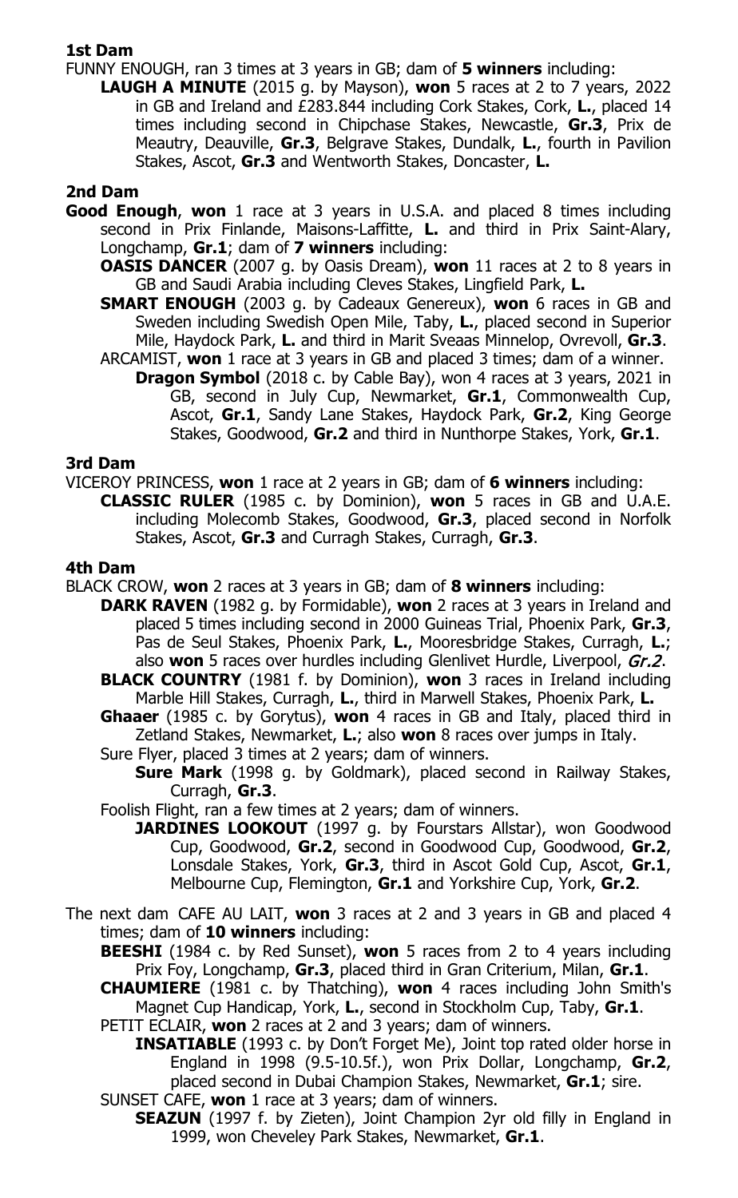## 1st Dam

FUNNY ENOUGH, ran 3 times at 3 years in GB; dam of **5 winners** including:

**LAUGH A MINUTE** (2015 g. by Mayson), **won** 5 races at 2 to 7 years, 2022 in GB and Ireland and £283.844 including Cork Stakes, Cork, **L.**, placed 14 times including second in Chipchase Stakes, Newcastle, **Gr.3**, Prix de Meautry, Deauville, **Gr.3**, Belgrave Stakes, Dundalk, **L.**, fourth in Pavilion Stakes, Ascot, **Gr.3** and Wentworth Stakes, Doncaster, **L.**

## 2nd Dam

**Good Enough**, **won** 1 race at 3 years in U.S.A. and placed 8 times including second in Prix Finlande, Maisons-Laffitte, **L.** and third in Prix Saint-Alary, Longchamp, **Gr.1**; dam of **7 winners** including:

**OASIS DANCER** (2007 g. by Oasis Dream), **won** 11 races at 2 to 8 years in GB and Saudi Arabia including Cleves Stakes, Lingfield Park, **L.**

**SMART ENOUGH** (2003 g. by Cadeaux Genereux), **won** 6 races in GB and Sweden including Swedish Open Mile, Taby, **L.**, placed second in Superior Mile, Haydock Park, **L.** and third in Marit Sveaas Minnelop, Ovrevoll, **Gr.3**.

ARCAMIST, **won** 1 race at 3 years in GB and placed 3 times; dam of a winner.

**Dragon Symbol** (2018 c. by Cable Bay), won 4 races at 3 years, 2021 in GB, second in July Cup, Newmarket, **Gr.1**, Commonwealth Cup, Ascot, **Gr.1**, Sandy Lane Stakes, Haydock Park, **Gr.2**, King George Stakes, Goodwood, **Gr.2** and third in Nunthorpe Stakes, York, **Gr.1**.

## 3rd Dam

VICEROY PRINCESS, **won** 1 race at 2 years in GB; dam of **6 winners** including:

**CLASSIC RULER** (1985 c. by Dominion), **won** 5 races in GB and U.A.E. including Molecomb Stakes, Goodwood, **Gr.3**, placed second in Norfolk Stakes, Ascot, **Gr.3** and Curragh Stakes, Curragh, **Gr.3**.

## 4th Dam

BLACK CROW, **won** 2 races at 3 years in GB; dam of **8 winners** including:

**DARK RAVEN** (1982 g. by Formidable), **won** 2 races at 3 years in Ireland and placed 5 times including second in 2000 Guineas Trial, Phoenix Park, **Gr.3**, Pas de Seul Stakes, Phoenix Park, **L.**, Mooresbridge Stakes, Curragh, **L.**; also **won** 5 races over hurdles including Glenlivet Hurdle, Liverpool, ***Gr.2***.

**BLACK COUNTRY** (1981 f. by Dominion), **won** 3 races in Ireland including Marble Hill Stakes, Curragh, **L.**, third in Marwell Stakes, Phoenix Park, **L.**

**Ghaaer** (1985 c. by Gorytus), **won** 4 races in GB and Italy, placed third in Zetland Stakes, Newmarket, **L.**; also **won** 8 races over jumps in Italy.

Sure Flyer, placed 3 times at 2 years; dam of winners.

**Sure Mark** (1998 g. by Goldmark), placed second in Railway Stakes, Curragh, **Gr.3**.

Foolish Flight, ran a few times at 2 years; dam of winners.

**JARDINES LOOKOUT** (1997 g. by Fourstars Allstar), won Goodwood Cup, Goodwood, **Gr.2**, second in Goodwood Cup, Goodwood, **Gr.2**, Lonsdale Stakes, York, **Gr.3**, third in Ascot Gold Cup, Ascot, **Gr.1**, Melbourne Cup, Flemington, **Gr.1** and Yorkshire Cup, York, **Gr.2**.

The next dam CAFE AU LAIT, **won** 3 races at 2 and 3 years in GB and placed 4 times; dam of **10 winners** including:

**BEESHI** (1984 c. by Red Sunset), **won** 5 races from 2 to 4 years including Prix Foy, Longchamp, **Gr.3**, placed third in Gran Criterium, Milan, **Gr.1**.

**CHAUMIERE** (1981 c. by Thatching), **won** 4 races including John Smith's Magnet Cup Handicap, York, **L.**, second in Stockholm Cup, Taby, **Gr.1**.

PETIT ECLAIR, **won** 2 races at 2 and 3 years; dam of winners.

**INSATIABLE** (1993 c. by Don't Forget Me), Joint top rated older horse in England in 1998 (9.5-10.5f.), won Prix Dollar, Longchamp, **Gr.2**, placed second in Dubai Champion Stakes, Newmarket, **Gr.1**; sire.

SUNSET CAFE, **won** 1 race at 3 years; dam of winners.

**SEAZUN** (1997 f. by Zieten), Joint Champion 2yr old filly in England in 1999, won Cheveley Park Stakes, Newmarket, **Gr.1**.